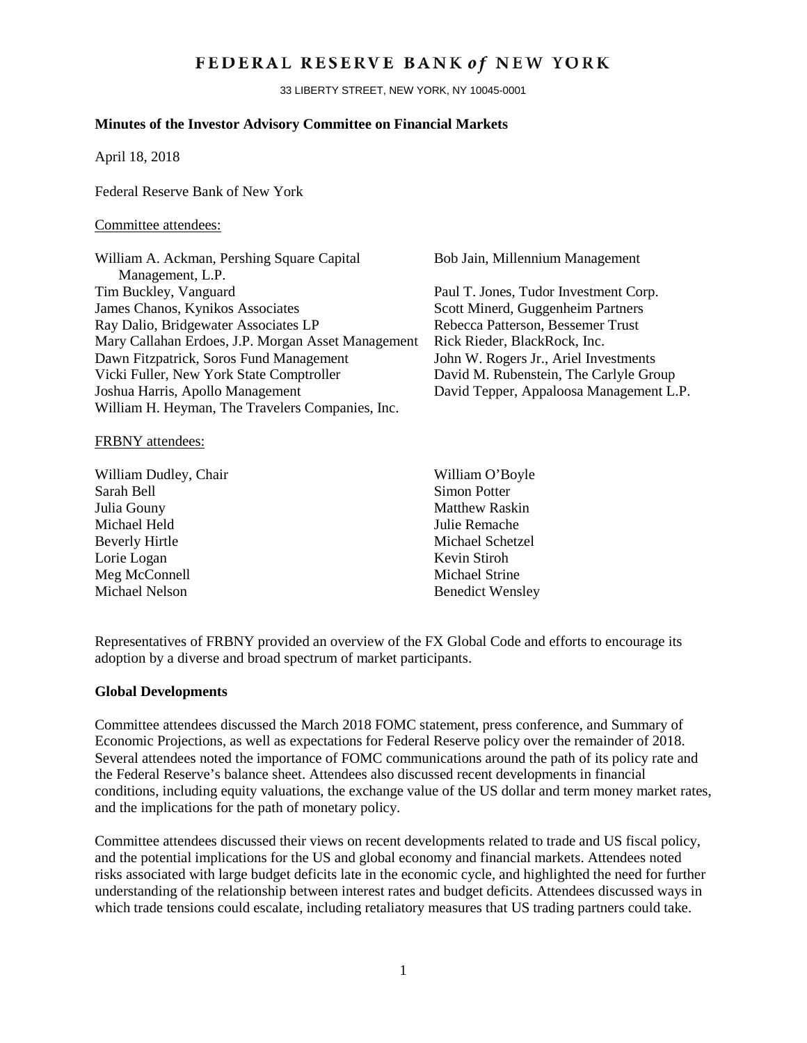# FEDERAL RESERVE BANK *of* NEW YORK

33 LIBERTY STREET, NEW YORK, NY 10045-0001

**Minutes of the Investor Advisory Committee on Financial Markets**

April 18, 2018

Federal Reserve Bank of New York

Committee attendees:

William A. Ackman, Pershing Square Capital Management, L.P.
Tim Buckley, Vanguard
James Chanos, Kynikos Associates
Ray Dalio, Bridgewater Associates LP
Mary Callahan Erdoes, J.P. Morgan Asset Management
Dawn Fitzpatrick, Soros Fund Management
Vicki Fuller, New York State Comptroller
Joshua Harris, Apollo Management
William H. Heyman, The Travelers Companies, Inc.
Bob Jain, Millennium Management
Paul T. Jones, Tudor Investment Corp.
Scott Minerd, Guggenheim Partners
Rebecca Patterson, Bessemer Trust
Rick Rieder, BlackRock, Inc.
John W. Rogers Jr., Ariel Investments
David M. Rubenstein, The Carlyle Group
David Tepper, Appaloosa Management L.P.

FRBNY attendees:

William Dudley, Chair
Sarah Bell
Julia Gouny
Michael Held
Beverly Hirtle
Lorie Logan
Meg McConnell
Michael Nelson
William O'Boyle
Simon Potter
Matthew Raskin
Julie Remache
Michael Schetzel
Kevin Stiroh
Michael Strine
Benedict Wensley

Representatives of FRBNY provided an overview of the FX Global Code and efforts to encourage its adoption by a diverse and broad spectrum of market participants.

**Global Developments**

Committee attendees discussed the March 2018 FOMC statement, press conference, and Summary of Economic Projections, as well as expectations for Federal Reserve policy over the remainder of 2018. Several attendees noted the importance of FOMC communications around the path of its policy rate and the Federal Reserve's balance sheet. Attendees also discussed recent developments in financial conditions, including equity valuations, the exchange value of the US dollar and term money market rates, and the implications for the path of monetary policy.

Committee attendees discussed their views on recent developments related to trade and US fiscal policy, and the potential implications for the US and global economy and financial markets. Attendees noted risks associated with large budget deficits late in the economic cycle, and highlighted the need for further understanding of the relationship between interest rates and budget deficits. Attendees discussed ways in which trade tensions could escalate, including retaliatory measures that US trading partners could take.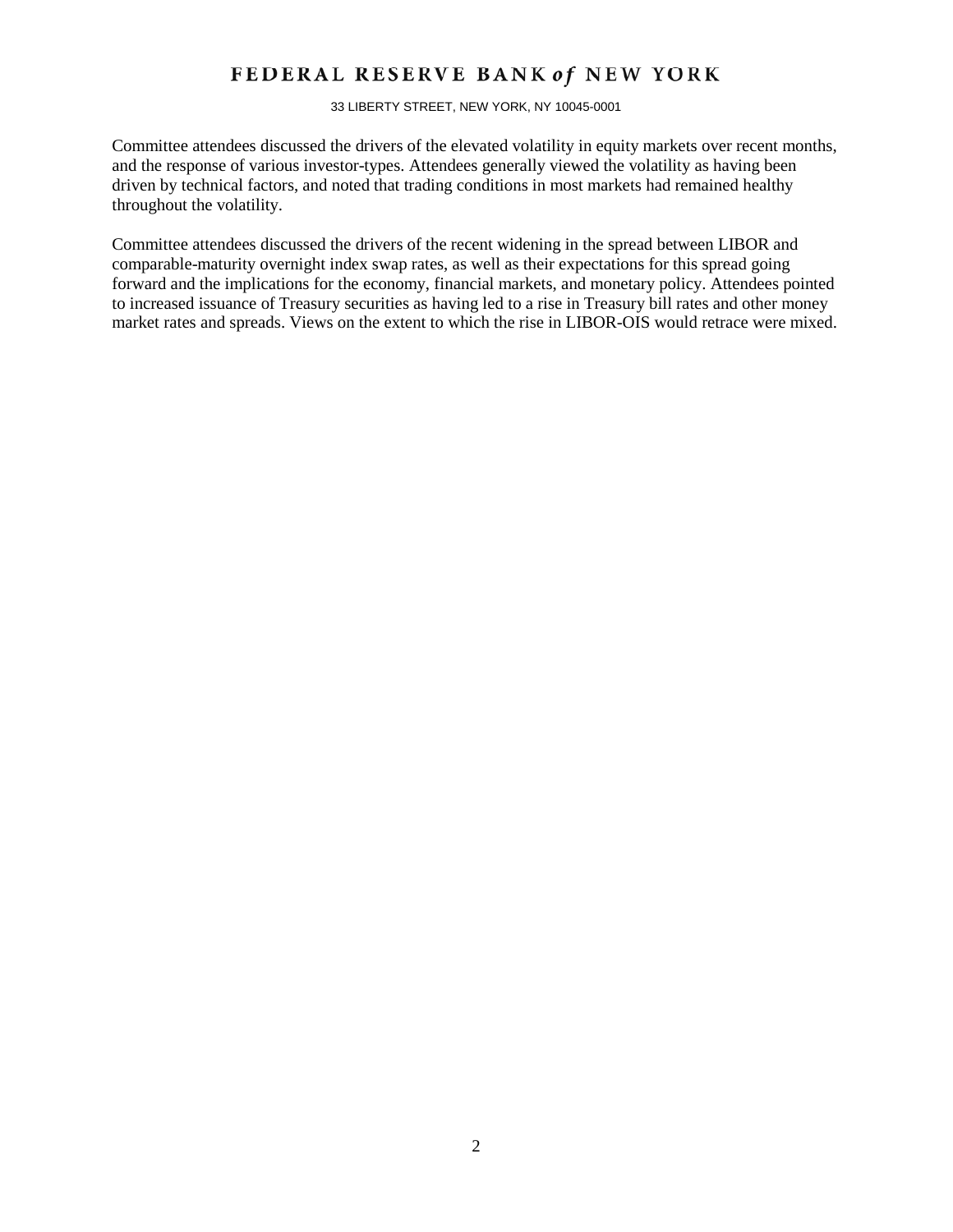Committee attendees discussed the drivers of the elevated volatility in equity markets over recent months, and the response of various investor-types. Attendees generally viewed the volatility as having been driven by technical factors, and noted that trading conditions in most markets had remained healthy throughout the volatility.

Committee attendees discussed the drivers of the recent widening in the spread between LIBOR and comparable-maturity overnight index swap rates, as well as their expectations for this spread going forward and the implications for the economy, financial markets, and monetary policy. Attendees pointed to increased issuance of Treasury securities as having led to a rise in Treasury bill rates and other money market rates and spreads. Views on the extent to which the rise in LIBOR-OIS would retrace were mixed.